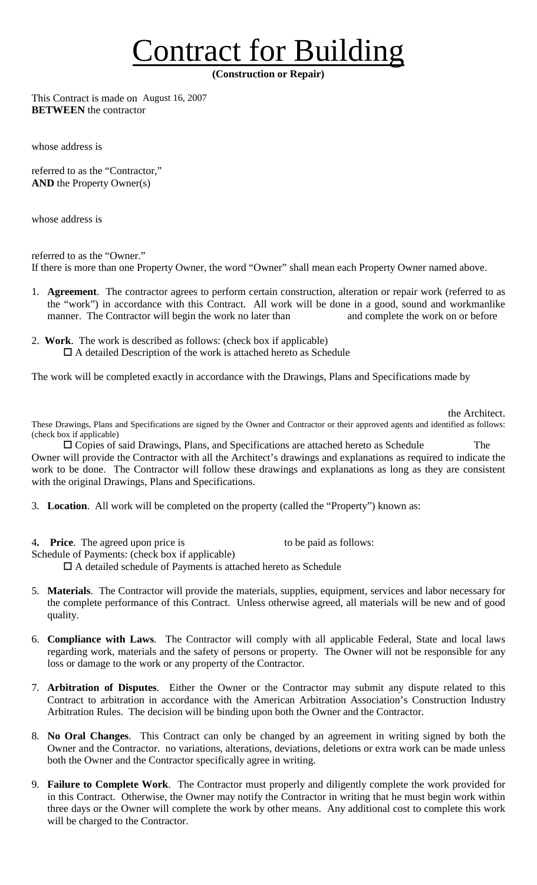# Contract for Building

**(Construction or Repair)**

This Contract is made on August 16, 2007
**BETWEEN** the contractor

whose address is

referred to as the "Contractor,"
**AND** the Property Owner(s)

whose address is

referred to as the "Owner."
If there is more than one Property Owner, the word "Owner" shall mean each Property Owner named above.

1. **Agreement**. The contractor agrees to perform certain construction, alteration or repair work (referred to as the "work") in accordance with this Contract. All work will be done in a good, sound and workmanlike manner. The Contractor will begin the work no later than and complete the work on or before

2. **Work**. The work is described as follows: (check box if applicable)
   ☐ A detailed Description of the work is attached hereto as Schedule

The work will be completed exactly in accordance with the Drawings, Plans and Specifications made by

the Architect.

These Drawings, Plans and Specifications are signed by the Owner and Contractor or their approved agents and identified as follows: (check box if applicable)

☐ Copies of said Drawings, Plans, and Specifications are attached hereto as Schedule The Owner will provide the Contractor with all the Architect's drawings and explanations as required to indicate the work to be done. The Contractor will follow these drawings and explanations as long as they are consistent with the original Drawings, Plans and Specifications.

3. **Location**. All work will be completed on the property (called the "Property") known as:

4. **Price**. The agreed upon price is to be paid as follows:

Schedule of Payments: (check box if applicable)
   ☐ A detailed schedule of Payments is attached hereto as Schedule

5. **Materials**. The Contractor will provide the materials, supplies, equipment, services and labor necessary for the complete performance of this Contract. Unless otherwise agreed, all materials will be new and of good quality.

6. **Compliance with Laws**. The Contractor will comply with all applicable Federal, State and local laws regarding work, materials and the safety of persons or property. The Owner will not be responsible for any loss or damage to the work or any property of the Contractor.

7. **Arbitration of Disputes**. Either the Owner or the Contractor may submit any dispute related to this Contract to arbitration in accordance with the American Arbitration Association's Construction Industry Arbitration Rules. The decision will be binding upon both the Owner and the Contractor.

8. **No Oral Changes**. This Contract can only be changed by an agreement in writing signed by both the Owner and the Contractor. no variations, alterations, deviations, deletions or extra work can be made unless both the Owner and the Contractor specifically agree in writing.

9. **Failure to Complete Work**. The Contractor must properly and diligently complete the work provided for in this Contract. Otherwise, the Owner may notify the Contractor in writing that he must begin work within three days or the Owner will complete the work by other means. Any additional cost to complete this work will be charged to the Contractor.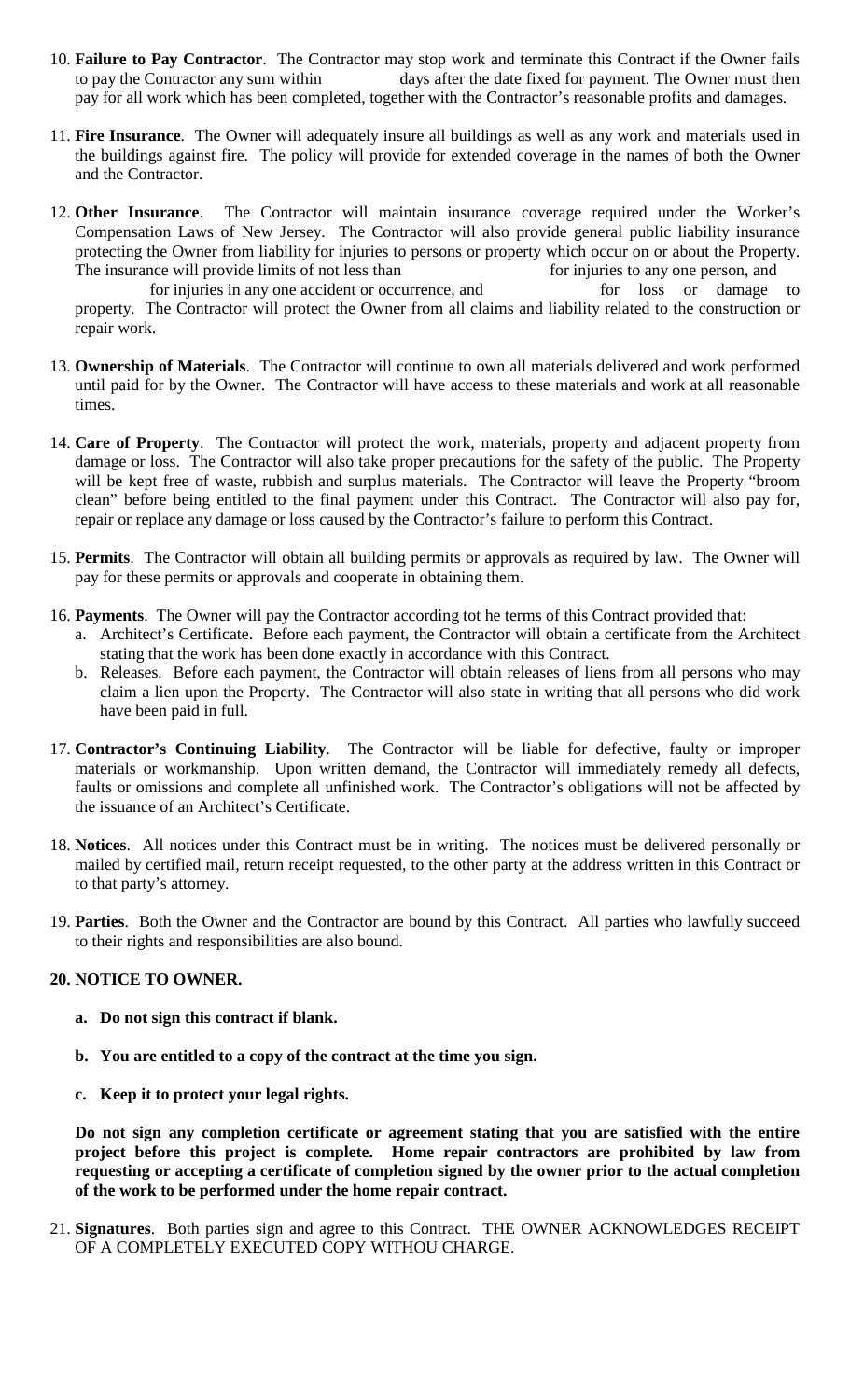10. **Failure to Pay Contractor**. The Contractor may stop work and terminate this Contract if the Owner fails to pay the Contractor any sum within ______ days after the date fixed for payment. The Owner must then pay for all work which has been completed, together with the Contractor's reasonable profits and damages.

11. **Fire Insurance**. The Owner will adequately insure all buildings as well as any work and materials used in the buildings against fire. The policy will provide for extended coverage in the names of both the Owner and the Contractor.

12. **Other Insurance**. The Contractor will maintain insurance coverage required under the Worker's Compensation Laws of New Jersey. The Contractor will also provide general public liability insurance protecting the Owner from liability for injuries to persons or property which occur on or about the Property. The insurance will provide limits of not less than ______ for injuries to any one person, and ______ for injuries in any one accident or occurrence, and ______ for loss or damage to property. The Contractor will protect the Owner from all claims and liability related to the construction or repair work.

13. **Ownership of Materials**. The Contractor will continue to own all materials delivered and work performed until paid for by the Owner. The Contractor will have access to these materials and work at all reasonable times.

14. **Care of Property**. The Contractor will protect the work, materials, property and adjacent property from damage or loss. The Contractor will also take proper precautions for the safety of the public. The Property will be kept free of waste, rubbish and surplus materials. The Contractor will leave the Property "broom clean" before being entitled to the final payment under this Contract. The Contractor will also pay for, repair or replace any damage or loss caused by the Contractor's failure to perform this Contract.

15. **Permits**. The Contractor will obtain all building permits or approvals as required by law. The Owner will pay for these permits or approvals and cooperate in obtaining them.

16. **Payments**. The Owner will pay the Contractor according tot he terms of this Contract provided that:
    a. Architect's Certificate. Before each payment, the Contractor will obtain a certificate from the Architect stating that the work has been done exactly in accordance with this Contract.
    b. Releases. Before each payment, the Contractor will obtain releases of liens from all persons who may claim a lien upon the Property. The Contractor will also state in writing that all persons who did work have been paid in full.

17. **Contractor's Continuing Liability**. The Contractor will be liable for defective, faulty or improper materials or workmanship. Upon written demand, the Contractor will immediately remedy all defects, faults or omissions and complete all unfinished work. The Contractor's obligations will not be affected by the issuance of an Architect's Certificate.

18. **Notices**. All notices under this Contract must be in writing. The notices must be delivered personally or mailed by certified mail, return receipt requested, to the other party at the address written in this Contract or to that party's attorney.

19. **Parties**. Both the Owner and the Contractor are bound by this Contract. All parties who lawfully succeed to their rights and responsibilities are also bound.

**20. NOTICE TO OWNER.**

   **a. Do not sign this contract if blank.**

   **b. You are entitled to a copy of the contract at the time you sign.**

   **c. Keep it to protect your legal rights.**

   **Do not sign any completion certificate or agreement stating that you are satisfied with the entire project before this project is complete. Home repair contractors are prohibited by law from requesting or accepting a certificate of completion signed by the owner prior to the actual completion of the work to be performed under the home repair contract.**

21. **Signatures**. Both parties sign and agree to this Contract. THE OWNER ACKNOWLEDGES RECEIPT OF A COMPLETELY EXECUTED COPY WITHOU CHARGE.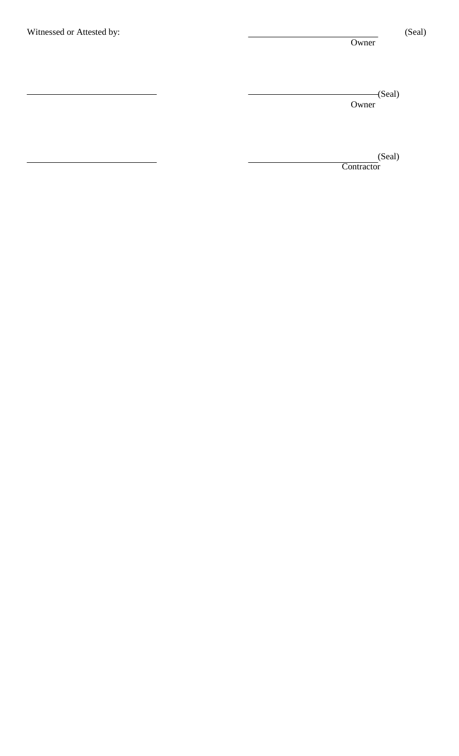Witnessed or Attested by:

\_\_\_\_\_\_\_\_\_\_\_\_\_\_\_\_\_\_\_\_\_\_\_\_\_\_\_\_ (Seal)
Owner

\_\_\_\_\_\_\_\_\_\_\_\_\_\_\_\_\_\_\_\_\_\_\_\_\_\_\_\_

\_\_\_\_\_\_\_\_\_\_\_\_\_\_\_\_\_\_\_\_\_\_\_\_\_\_\_\_ (Seal)
Owner

\_\_\_\_\_\_\_\_\_\_\_\_\_\_\_\_\_\_\_\_\_\_\_\_\_\_\_\_

\_\_\_\_\_\_\_\_\_\_\_\_\_\_\_\_\_\_\_\_\_\_\_\_\_\_\_\_ (Seal)
Contractor